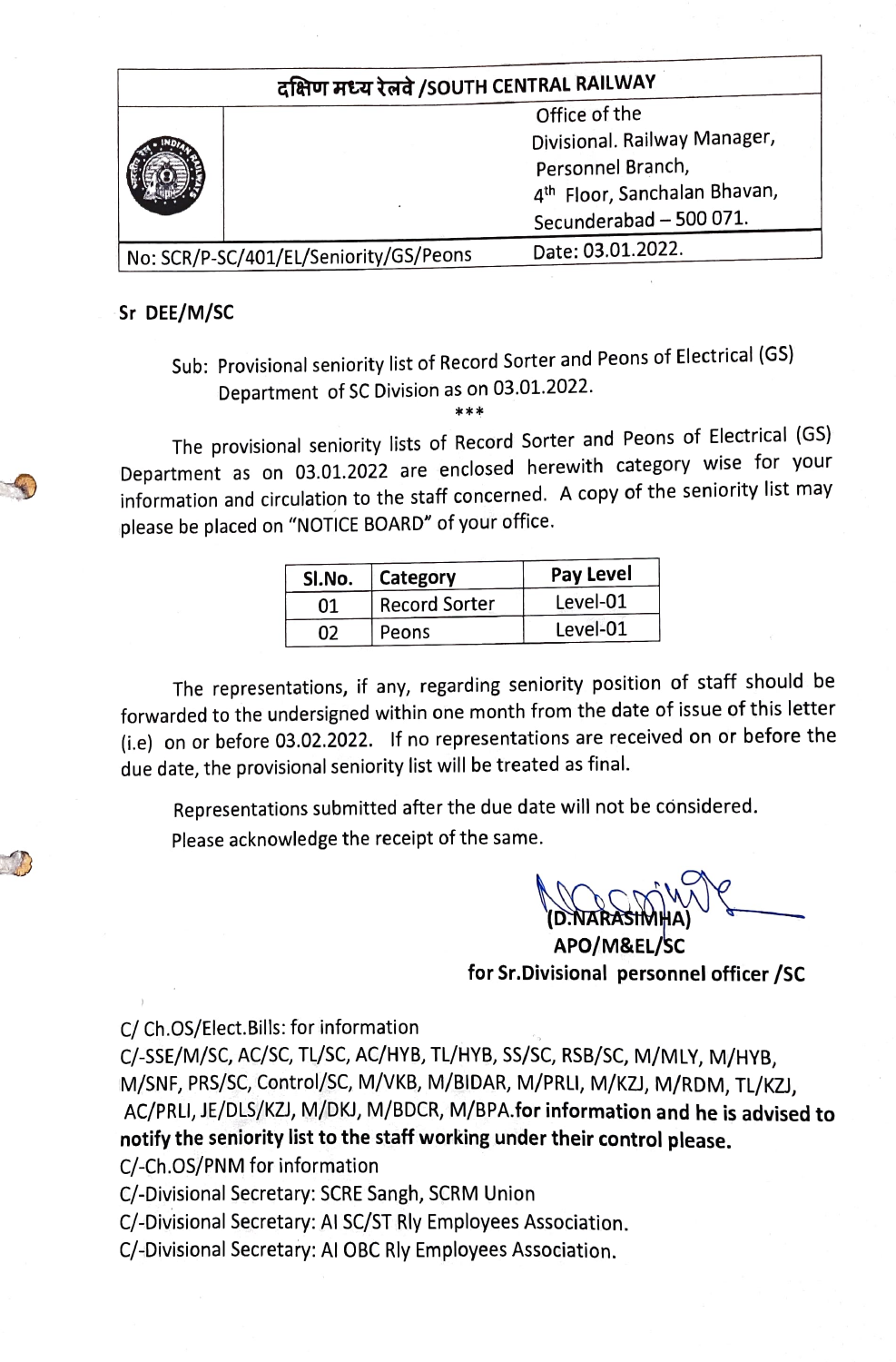| दक्षिण मध्य रेलवे /SOUTH CENTRAL RAILWAY | |
|---|---|
| | Office of the Divisional. Railway Manager, Personnel Branch, 4th Floor, Sanchalan Bhavan, Secunderabad – 500 071. |
| No: SCR/P-SC/401/EL/Seniority/GS/Peons | Date: 03.01.2022. |

**Sr DEE/M/SC**

Sub: Provisional seniority list of Record Sorter and Peons of Electrical (GS) Department of SC Division as on 03.01.2022.

\*\*\*

The provisional seniority lists of Record Sorter and Peons of Electrical (GS) Department as on 03.01.2022 are enclosed herewith category wise for your information and circulation to the staff concerned. A copy of the seniority list may please be placed on "NOTICE BOARD" of your office.

| Sl.No. | Category | Pay Level |
|---|---|---|
| 01 | Record Sorter | Level-01 |
| 02 | Peons | Level-01 |

The representations, if any, regarding seniority position of staff should be forwarded to the undersigned within one month from the date of issue of this letter (i.e) on or before 03.02.2022. If no representations are received on or before the due date, the provisional seniority list will be treated as final.

Representations submitted after the due date will not be considered.

Please acknowledge the receipt of the same.

**(D.NARASIMHA)**
**APO/M&EL/SC**
**for Sr.Divisional personnel officer /SC**

C/ Ch.OS/Elect.Bills: for information

C/-SSE/M/SC, AC/SC, TL/SC, AC/HYB, TL/HYB, SS/SC, RSB/SC, M/MLY, M/HYB, M/SNF, PRS/SC, Control/SC, M/VKB, M/BIDAR, M/PRLI, M/KZJ, M/RDM, TL/KZJ, AC/PRLI, JE/DLS/KZJ, M/DKJ, M/BDCR, M/BPA.**for information and he is advised to notify the seniority list to the staff working under their control please.**

C/-Ch.OS/PNM for information

C/-Divisional Secretary: SCRE Sangh, SCRM Union

C/-Divisional Secretary: AI SC/ST Rly Employees Association.

C/-Divisional Secretary: AI OBC Rly Employees Association.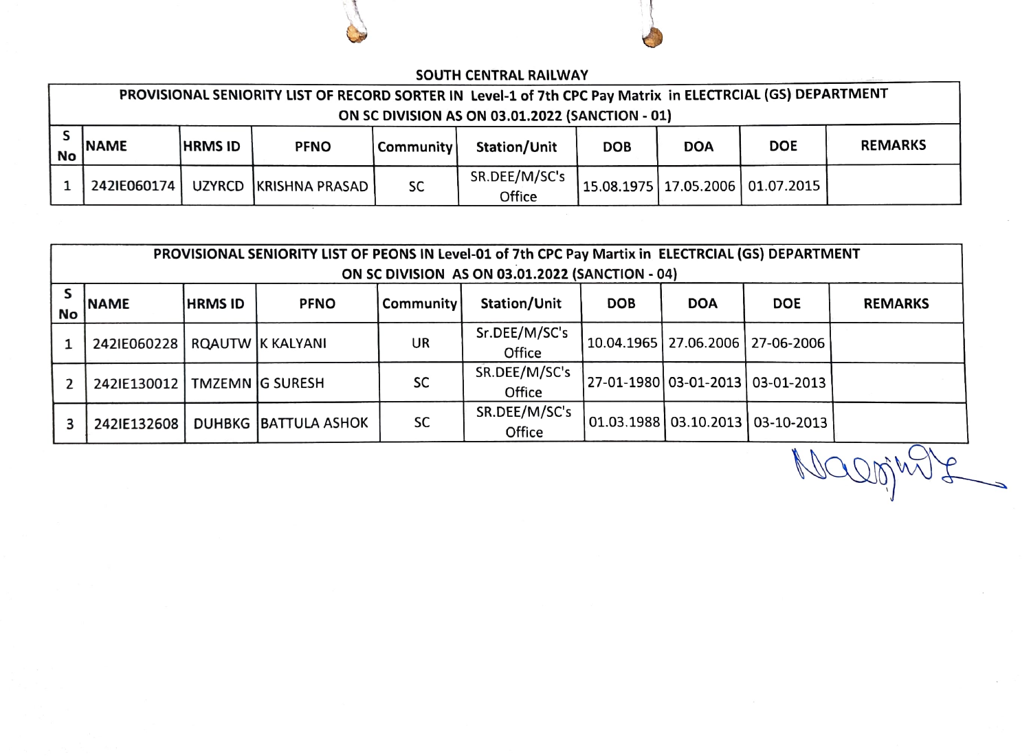## SOUTH CENTRAL RAILWAY

| PROVISIONAL SENIORITY LIST OF RECORD SORTER IN Level-1 of 7th CPC Pay Matrix in ELECTRCIAL (GS) DEPARTMENT ON SC DIVISION AS ON 03.01.2022 (SANCTION - 01) | | | | | | | | | |
|---|---|---|---|---|---|---|---|---|---|
| S No | NAME | HRMS ID | PFNO | Community | Station/Unit | DOB | DOA | DOE | REMARKS |
| 1 | 242IE060174 | UZYRCD | KRISHNA PRASAD | SC | SR.DEE/M/SC's Office | 15.08.1975 | 17.05.2006 | 01.07.2015 | |

| PROVISIONAL SENIORITY LIST OF PEONS IN Level-01 of 7th CPC Pay Martix in ELECTRCIAL (GS) DEPARTMENT ON SC DIVISION AS ON 03.01.2022 (SANCTION - 04) | | | | | | | | | |
|---|---|---|---|---|---|---|---|---|---|
| S No | NAME | HRMS ID | PFNO | Community | Station/Unit | DOB | DOA | DOE | REMARKS |
| 1 | 242IE060228 | RQAUTW | K KALYANI | UR | Sr.DEE/M/SC's Office | 10.04.1965 | 27.06.2006 | 27-06-2006 | |
| 2 | 242IE130012 | TMZEMN | G SURESH | SC | SR.DEE/M/SC's Office | 27-01-1980 | 03-01-2013 | 03-01-2013 | |
| 3 | 242IE132608 | DUHBKG | BATTULA ASHOK | SC | SR.DEE/M/SC's Office | 01.03.1988 | 03.10.2013 | 03-10-2013 | |